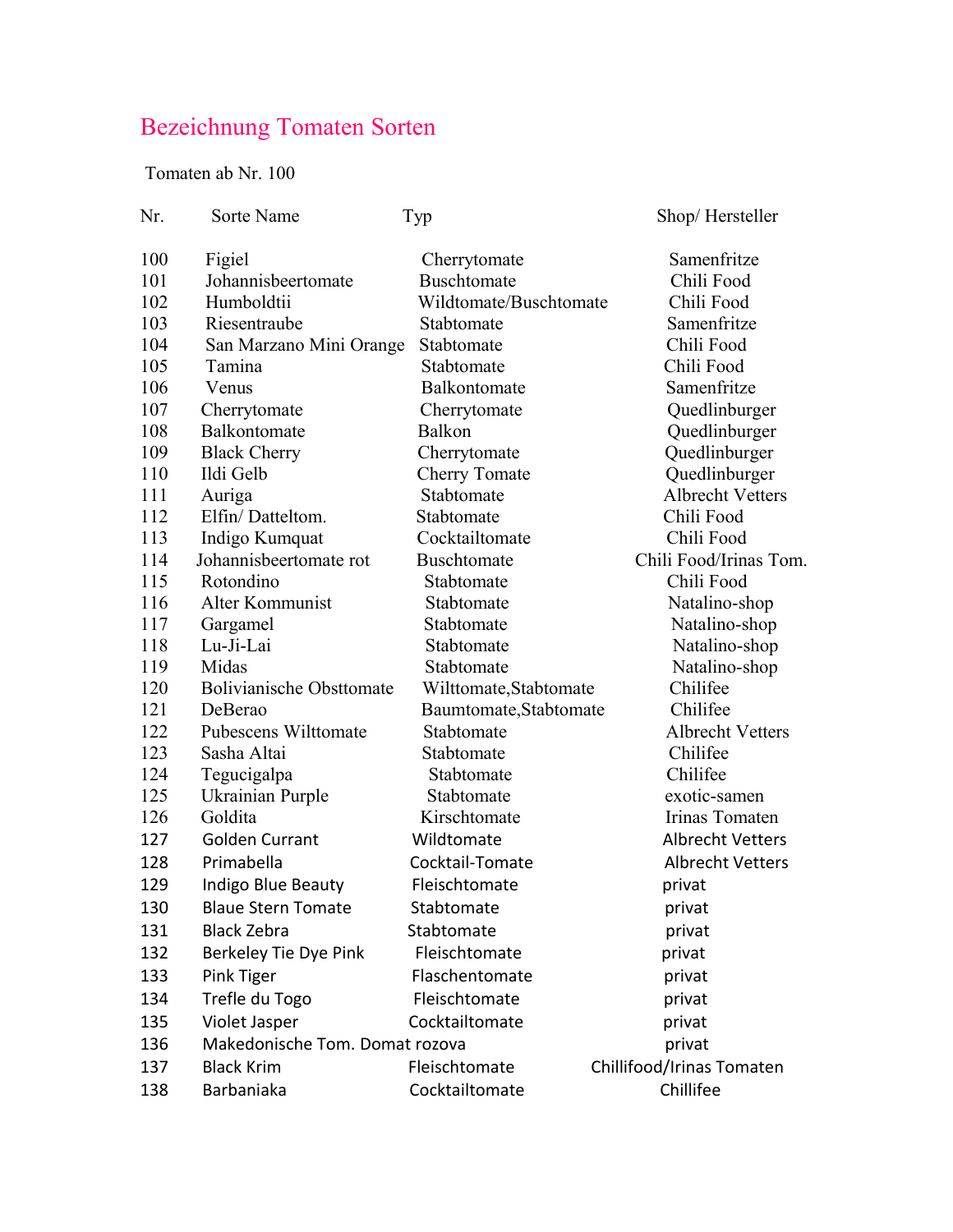# Bezeichnung Tomaten Sorten

Tomaten ab Nr. 100

| Nr. | Sorte Name | Typ | Shop/ Hersteller |
|---|---|---|---|
| 100 | Figiel | Cherrytomate | Samenfritze |
| 101 | Johannisbeertomate | Buschtomate | Chili Food |
| 102 | Humboldtii | Wildtomate/Buschtomate | Chili Food |
| 103 | Riesentraube | Stabtomate | Samenfritze |
| 104 | San Marzano Mini Orange | Stabtomate | Chili Food |
| 105 | Tamina | Stabtomate | Chili Food |
| 106 | Venus | Balkontomate | Samenfritze |
| 107 | Cherrytomate | Cherrytomate | Quedlinburger |
| 108 | Balkontomate | Balkon | Quedlinburger |
| 109 | Black Cherry | Cherrytomate | Quedlinburger |
| 110 | Ildi Gelb | Cherry Tomate | Quedlinburger |
| 111 | Auriga | Stabtomate | Albrecht Vetters |
| 112 | Elfin/ Datteltom. | Stabtomate | Chili Food |
| 113 | Indigo Kumquat | Cocktailtomate | Chili Food |
| 114 | Johannisbeertomate rot | Buschtomate | Chili Food/Irinas Tom. |
| 115 | Rotondino | Stabtomate | Chili Food |
| 116 | Alter Kommunist | Stabtomate | Natalino-shop |
| 117 | Gargamel | Stabtomate | Natalino-shop |
| 118 | Lu-Ji-Lai | Stabtomate | Natalino-shop |
| 119 | Midas | Stabtomate | Natalino-shop |
| 120 | Bolivianische Obsttomate | Wilttomate,Stabtomate | Chilifee |
| 121 | DeBerao | Baumtomate,Stabtomate | Chilifee |
| 122 | Pubescens Wilttomate | Stabtomate | Albrecht Vetters |
| 123 | Sasha Altai | Stabtomate | Chilifee |
| 124 | Tegucigalpa | Stabtomate | Chilifee |
| 125 | Ukrainian Purple | Stabtomate | exotic-samen |
| 126 | Goldita | Kirschtomate | Irinas Tomaten |
| 127 | Golden Currant | Wildtomate | Albrecht Vetters |
| 128 | Primabella | Cocktail-Tomate | Albrecht Vetters |
| 129 | Indigo Blue Beauty | Fleischtomate | privat |
| 130 | Blaue Stern Tomate | Stabtomate | privat |
| 131 | Black Zebra | Stabtomate | privat |
| 132 | Berkeley Tie Dye Pink | Fleischtomate | privat |
| 133 | Pink Tiger | Flaschentomate | privat |
| 134 | Trefle du Togo | Fleischtomate | privat |
| 135 | Violet Jasper | Cocktailtomate | privat |
| 136 | Makedonische Tom. Domat rozova | | privat |
| 137 | Black Krim | Fleischtomate | Chillifood/Irinas Tomaten |
| 138 | Barbaniaka | Cocktailtomate | Chillifee |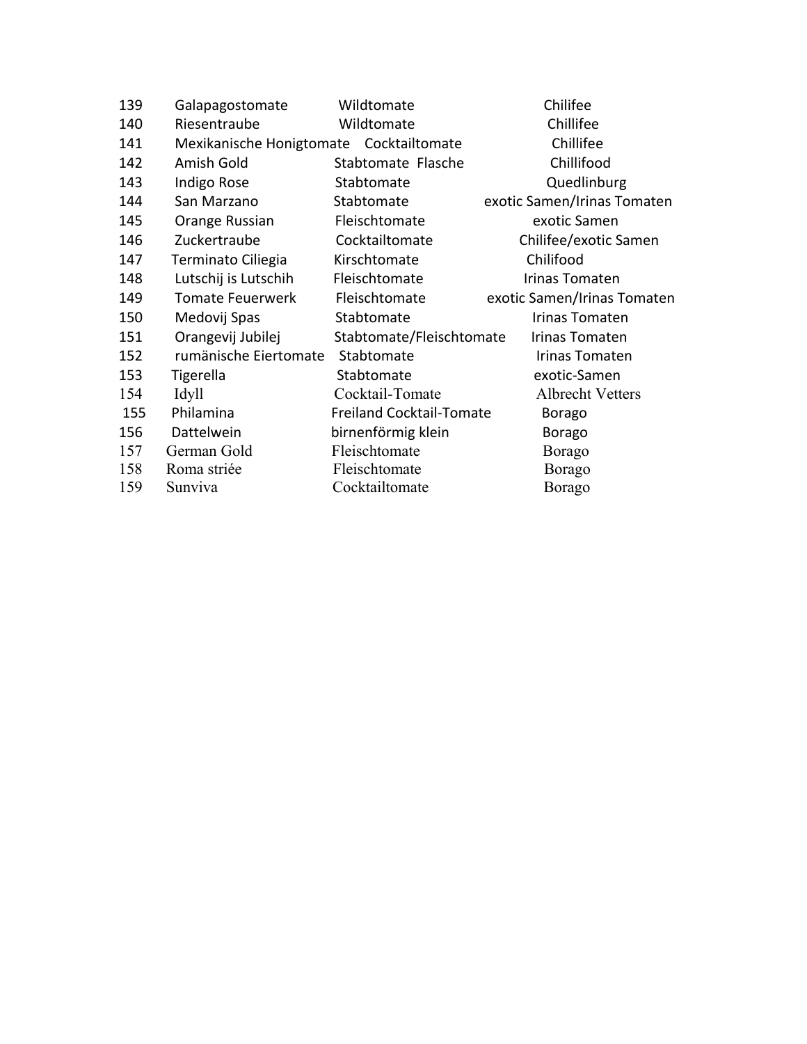| | | | |
|---|---|---|---|
| 139 | Galapagostomate | Wildtomate | Chilifee |
| 140 | Riesentraube | Wildtomate | Chillifee |
| 141 | Mexikanische Honigtomate | Cocktailtomate | Chillifee |
| 142 | Amish Gold | Stabtomate Flasche | Chillifood |
| 143 | Indigo Rose | Stabtomate | Quedlinburg |
| 144 | San Marzano | Stabtomate | exotic Samen/Irinas Tomaten |
| 145 | Orange Russian | Fleischtomate | exotic Samen |
| 146 | Zuckertraube | Cocktailtomate | Chilifee/exotic Samen |
| 147 | Terminato Ciliegia | Kirschtomate | Chilifood |
| 148 | Lutschij is Lutschih | Fleischtomate | Irinas Tomaten |
| 149 | Tomate Feuerwerk | Fleischtomate | exotic Samen/Irinas Tomaten |
| 150 | Medovij Spas | Stabtomate | Irinas Tomaten |
| 151 | Orangevij Jubilej | Stabtomate/Fleischtomate | Irinas Tomaten |
| 152 | rumänische Eiertomate | Stabtomate | Irinas Tomaten |
| 153 | Tigerella | Stabtomate | exotic-Samen |
| 154 | Idyll | Cocktail-Tomate | Albrecht Vetters |
| 155 | Philamina | Freiland Cocktail-Tomate | Borago |
| 156 | Dattelwein | birnenförmig klein | Borago |
| 157 | German Gold | Fleischtomate | Borago |
| 158 | Roma striée | Fleischtomate | Borago |
| 159 | Sunviva | Cocktailtomate | Borago |